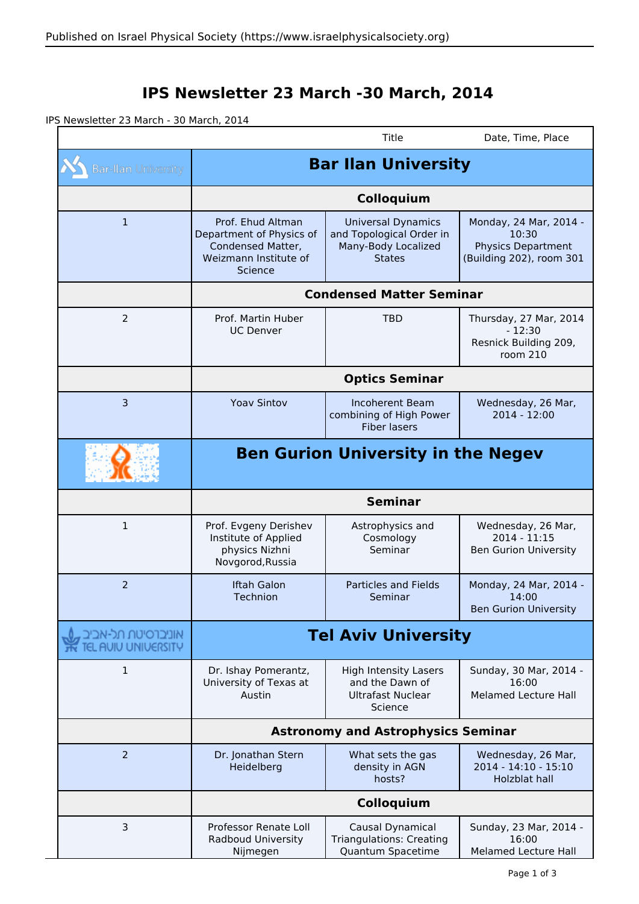# IPS Newsletter 23 March -30 March, 2014

IPS Newsletter 23 March - 30 March, 2014

| | | Title | Date, Time, Place |
|---|---|---|---|
| Bar-Ilan University | **Bar Ilan University** | | |
| | **Colloquium** | | |
| 1 | Prof. Ehud Altman Department of Physics of Condensed Matter, Weizmann Institute of Science | Universal Dynamics and Topological Order in Many-Body Localized States | Monday, 24 Mar, 2014 - 10:30 Physics Department (Building 202), room 301 |
| | **Condensed Matter Seminar** | | |
| 2 | Prof. Martin Huber UC Denver | TBD | Thursday, 27 Mar, 2014 - 12:30 Resnick Building 209, room 210 |
| | **Optics Seminar** | | |
| 3 | Yoav Sintov | Incoherent Beam combining of High Power Fiber lasers | Wednesday, 26 Mar, 2014 - 12:00 |
| | **Ben Gurion University in the Negev** | | |
| | **Seminar** | | |
| 1 | Prof. Evgeny Derishev Institute of Applied physics Nizhni Novgorod,Russia | Astrophysics and Cosmology Seminar | Wednesday, 26 Mar, 2014 - 11:15 Ben Gurion University |
| 2 | Iftah Galon Technion | Particles and Fields Seminar | Monday, 24 Mar, 2014 - 14:00 Ben Gurion University |
| אוניברסיטת תל-אביב TEL AVIV UNIVERSITY | **Tel Aviv University** | | |
| 1 | Dr. Ishay Pomerantz, University of Texas at Austin | High Intensity Lasers and the Dawn of Ultrafast Nuclear Science | Sunday, 30 Mar, 2014 - 16:00 Melamed Lecture Hall |
| | **Astronomy and Astrophysics Seminar** | | |
| 2 | Dr. Jonathan Stern Heidelberg | What sets the gas density in AGN hosts? | Wednesday, 26 Mar, 2014 - 14:10 - 15:10 Holzblat hall |
| | **Colloquium** | | |
| 3 | Professor Renate Loll Radboud University Nijmegen | Causal Dynamical Triangulations: Creating Quantum Spacetime | Sunday, 23 Mar, 2014 - 16:00 Melamed Lecture Hall |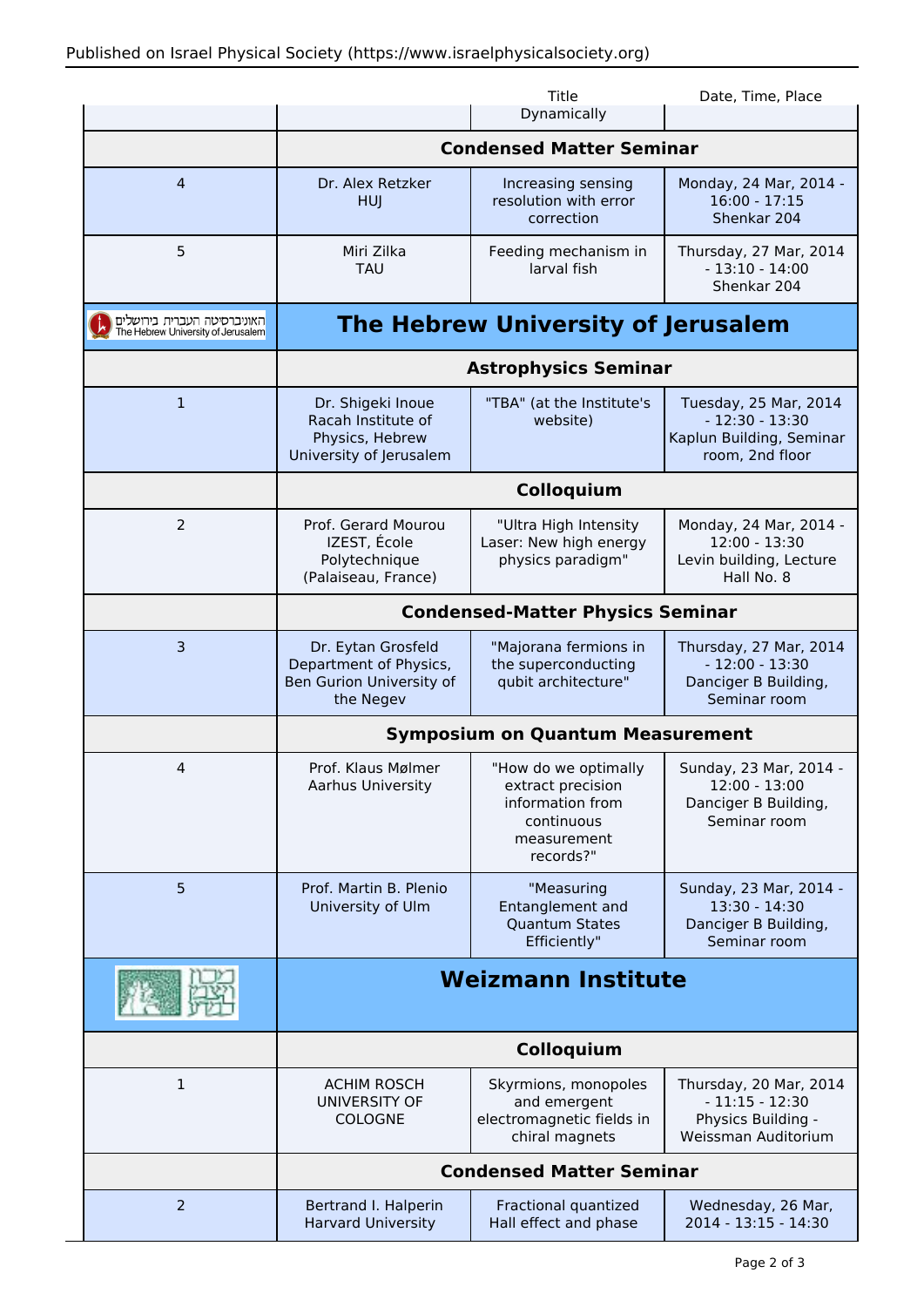| | | Title | Date, Time, Place |
|---|---|---|---|
| | | Dynamically | |
| | **Condensed Matter Seminar** | | |
| 4 | Dr. Alex Retzker HUJ | Increasing sensing resolution with error correction | Monday, 24 Mar, 2014 - 16:00 - 17:15 Shenkar 204 |
| 5 | Miri Zilka TAU | Feeding mechanism in larval fish | Thursday, 27 Mar, 2014 - 13:10 - 14:00 Shenkar 204 |
| האוניברסיטה העברית בירושלים The Hebrew University of Jerusalem | **The Hebrew University of Jerusalem** | | |
| | **Astrophysics Seminar** | | |
| 1 | Dr. Shigeki Inoue Racah Institute of Physics, Hebrew University of Jerusalem | "TBA" (at the Institute's website) | Tuesday, 25 Mar, 2014 - 12:30 - 13:30 Kaplun Building, Seminar room, 2nd floor |
| | **Colloquium** | | |
| 2 | Prof. Gerard Mourou IZEST, École Polytechnique (Palaiseau, France) | "Ultra High Intensity Laser: New high energy physics paradigm" | Monday, 24 Mar, 2014 - 12:00 - 13:30 Levin building, Lecture Hall No. 8 |
| | **Condensed-Matter Physics Seminar** | | |
| 3 | Dr. Eytan Grosfeld Department of Physics, Ben Gurion University of the Negev | "Majorana fermions in the superconducting qubit architecture" | Thursday, 27 Mar, 2014 - 12:00 - 13:30 Danciger B Building, Seminar room |
| | **Symposium on Quantum Measurement** | | |
| 4 | Prof. Klaus Mølmer Aarhus University | "How do we optimally extract precision information from continuous measurement records?" | Sunday, 23 Mar, 2014 - 12:00 - 13:00 Danciger B Building, Seminar room |
| 5 | Prof. Martin B. Plenio University of Ulm | "Measuring Entanglement and Quantum States Efficiently" | Sunday, 23 Mar, 2014 - 13:30 - 14:30 Danciger B Building, Seminar room |
| | **Weizmann Institute** | | |
| | **Colloquium** | | |
| 1 | ACHIM ROSCH UNIVERSITY OF COLOGNE | Skyrmions, monopoles and emergent electromagnetic fields in chiral magnets | Thursday, 20 Mar, 2014 - 11:15 - 12:30 Physics Building - Weissman Auditorium |
| | **Condensed Matter Seminar** | | |
| 2 | Bertrand I. Halperin Harvard University | Fractional quantized Hall effect and phase | Wednesday, 26 Mar, 2014 - 13:15 - 14:30 |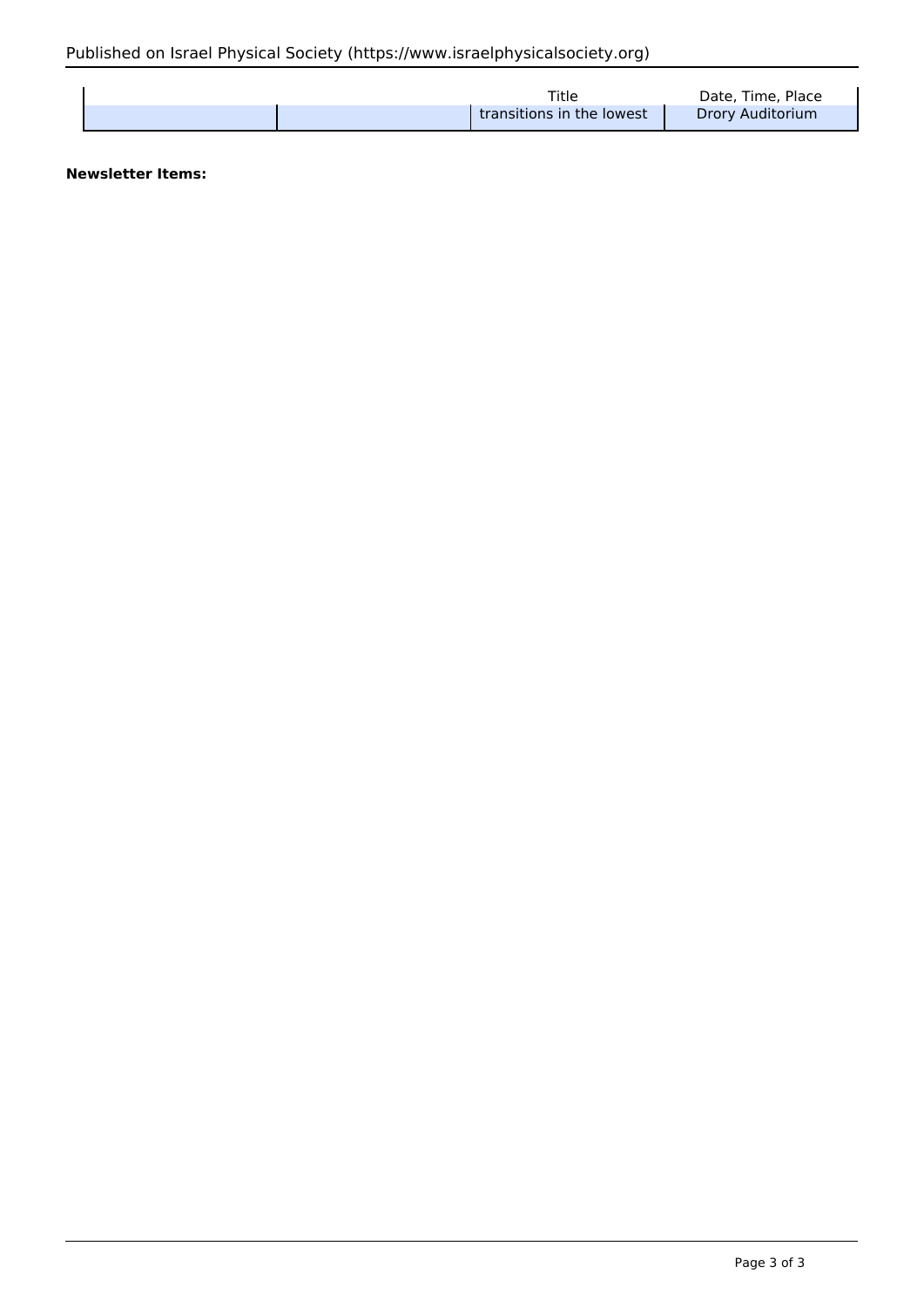| | | Title | Date, Time, Place |
|---|---|---|---|
| | | transitions in the lowest | Drory Auditorium |

**Newsletter Items:**